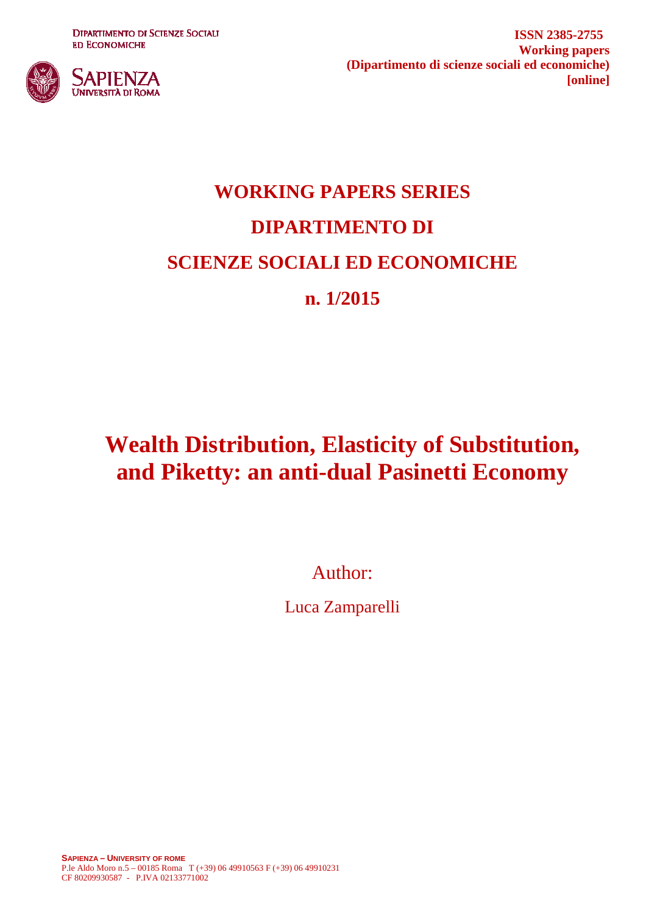DIPARTIMENTO DI SCIENZE SOCIALI ED ECONOMICHE

SAPIENZA UNIVERSITÀ DI ROMA

**ISSN 2385-2755**
**Working papers**
**(Dipartimento di scienze sociali ed economiche)**
**[online]**

# WORKING PAPERS SERIES

# DIPARTIMENTO DI

# SCIENZE SOCIALI ED ECONOMICHE

# n. 1/2015

# Wealth Distribution, Elasticity of Substitution, and Piketty: an anti-dual Pasinetti Economy

Author:

Luca Zamparelli

**SAPIENZA – UNIVERSITY OF ROME**
P.le Aldo Moro n.5 – 00185 Roma T (+39) 06 49910563 F (+39) 06 49910231
CF 80209930587 - P.IVA 02133771002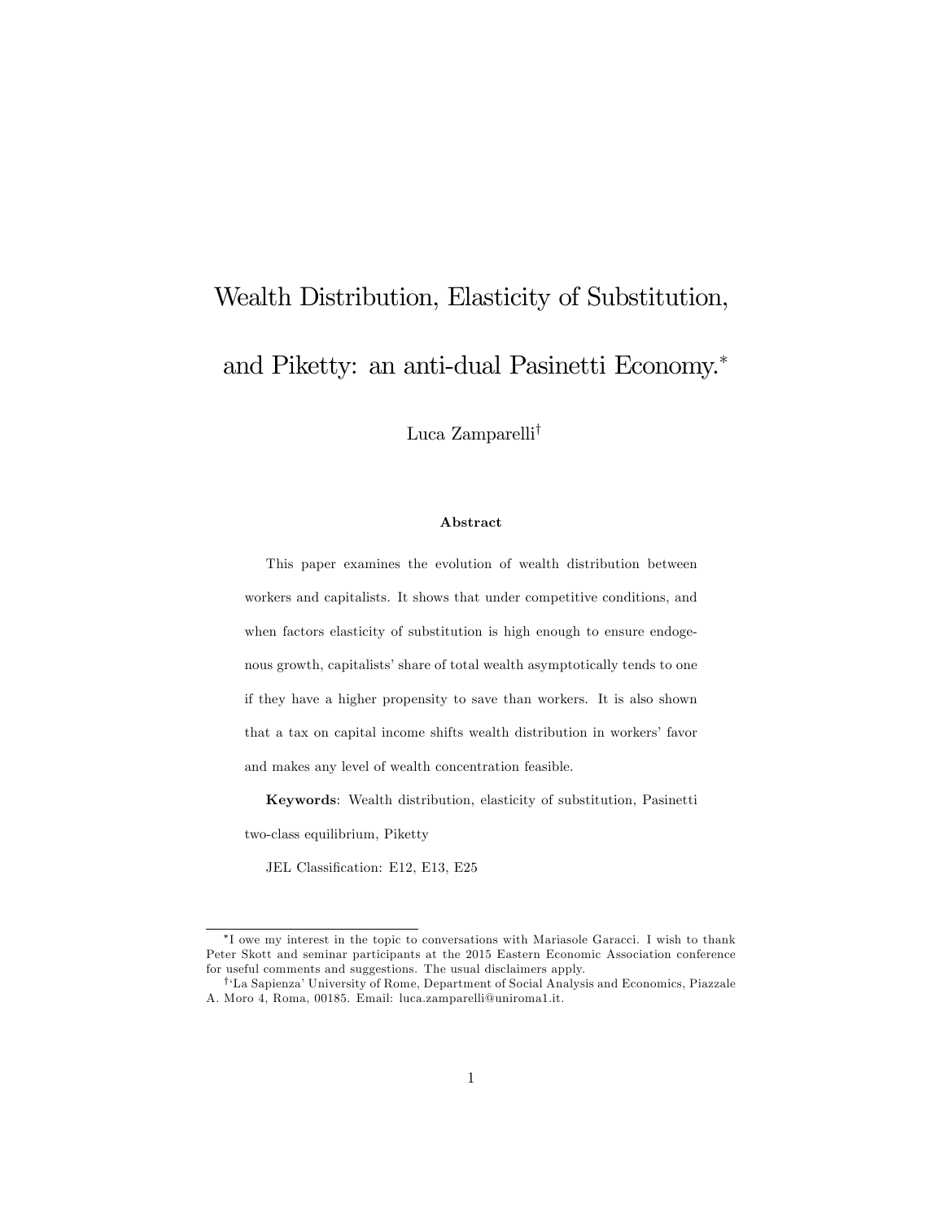# Wealth Distribution, Elasticity of Substitution, and Piketty: an anti-dual Pasinetti Economy.*

Luca Zamparelli†

### Abstract

This paper examines the evolution of wealth distribution between workers and capitalists. It shows that under competitive conditions, and when factors elasticity of substitution is high enough to ensure endogenous growth, capitalists' share of total wealth asymptotically tends to one if they have a higher propensity to save than workers. It is also shown that a tax on capital income shifts wealth distribution in workers' favor and makes any level of wealth concentration feasible.

**Keywords**: Wealth distribution, elasticity of substitution, Pasinetti two-class equilibrium, Piketty

JEL Classification: E12, E13, E25

---

*I owe my interest in the topic to conversations with Mariasole Garacci. I wish to thank Peter Skott and seminar participants at the 2015 Eastern Economic Association conference for useful comments and suggestions. The usual disclaimers apply.

†'La Sapienza' University of Rome, Department of Social Analysis and Economics, Piazzale A. Moro 4, Roma, 00185. Email: luca.zamparelli@uniroma1.it.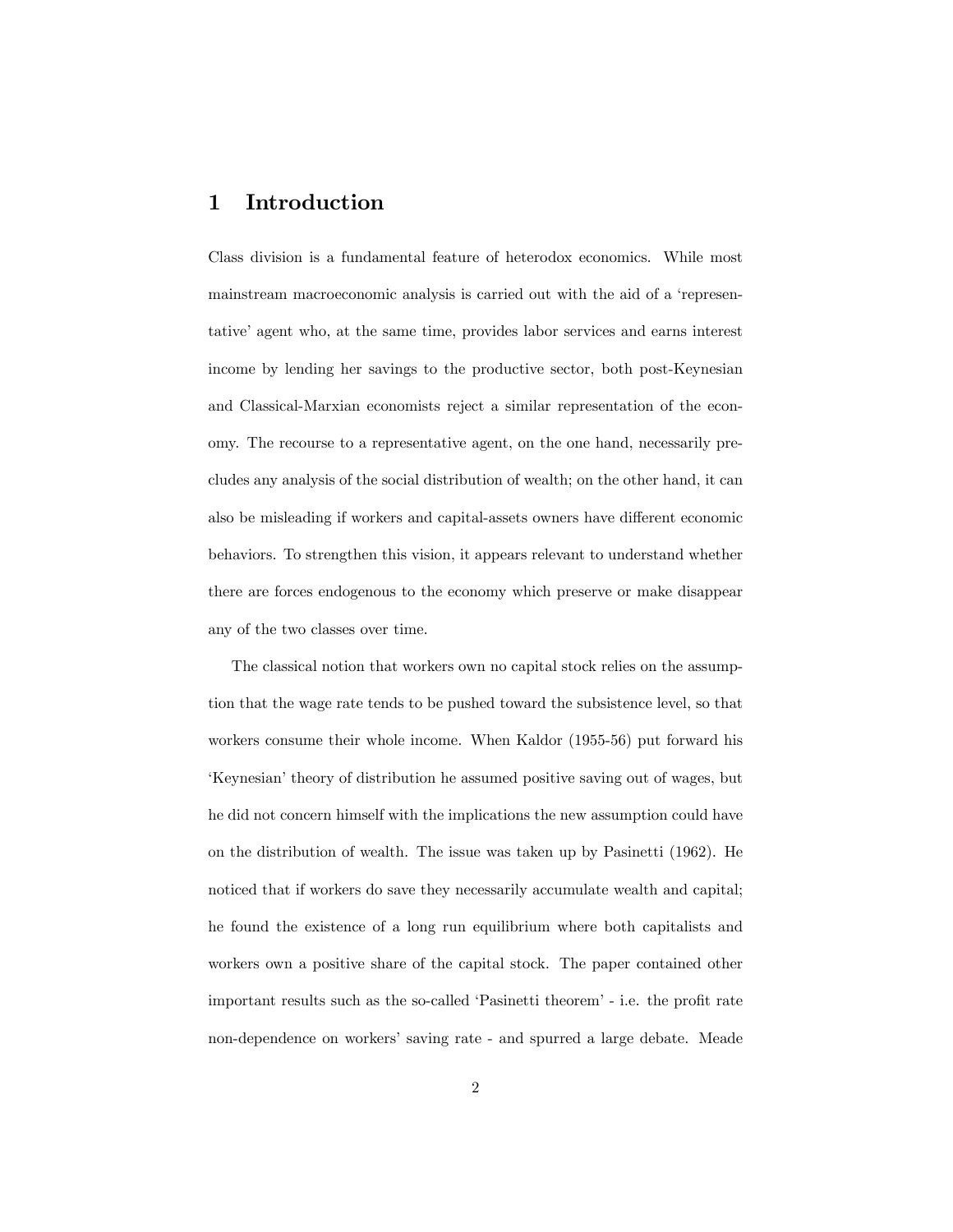# 1 Introduction

Class division is a fundamental feature of heterodox economics. While most mainstream macroeconomic analysis is carried out with the aid of a 'representative' agent who, at the same time, provides labor services and earns interest income by lending her savings to the productive sector, both post-Keynesian and Classical-Marxian economists reject a similar representation of the economy. The recourse to a representative agent, on the one hand, necessarily precludes any analysis of the social distribution of wealth; on the other hand, it can also be misleading if workers and capital-assets owners have different economic behaviors. To strengthen this vision, it appears relevant to understand whether there are forces endogenous to the economy which preserve or make disappear any of the two classes over time.

The classical notion that workers own no capital stock relies on the assumption that the wage rate tends to be pushed toward the subsistence level, so that workers consume their whole income. When Kaldor (1955-56) put forward his 'Keynesian' theory of distribution he assumed positive saving out of wages, but he did not concern himself with the implications the new assumption could have on the distribution of wealth. The issue was taken up by Pasinetti (1962). He noticed that if workers do save they necessarily accumulate wealth and capital; he found the existence of a long run equilibrium where both capitalists and workers own a positive share of the capital stock. The paper contained other important results such as the so-called 'Pasinetti theorem' - i.e. the profit rate non-dependence on workers' saving rate - and spurred a large debate. Meade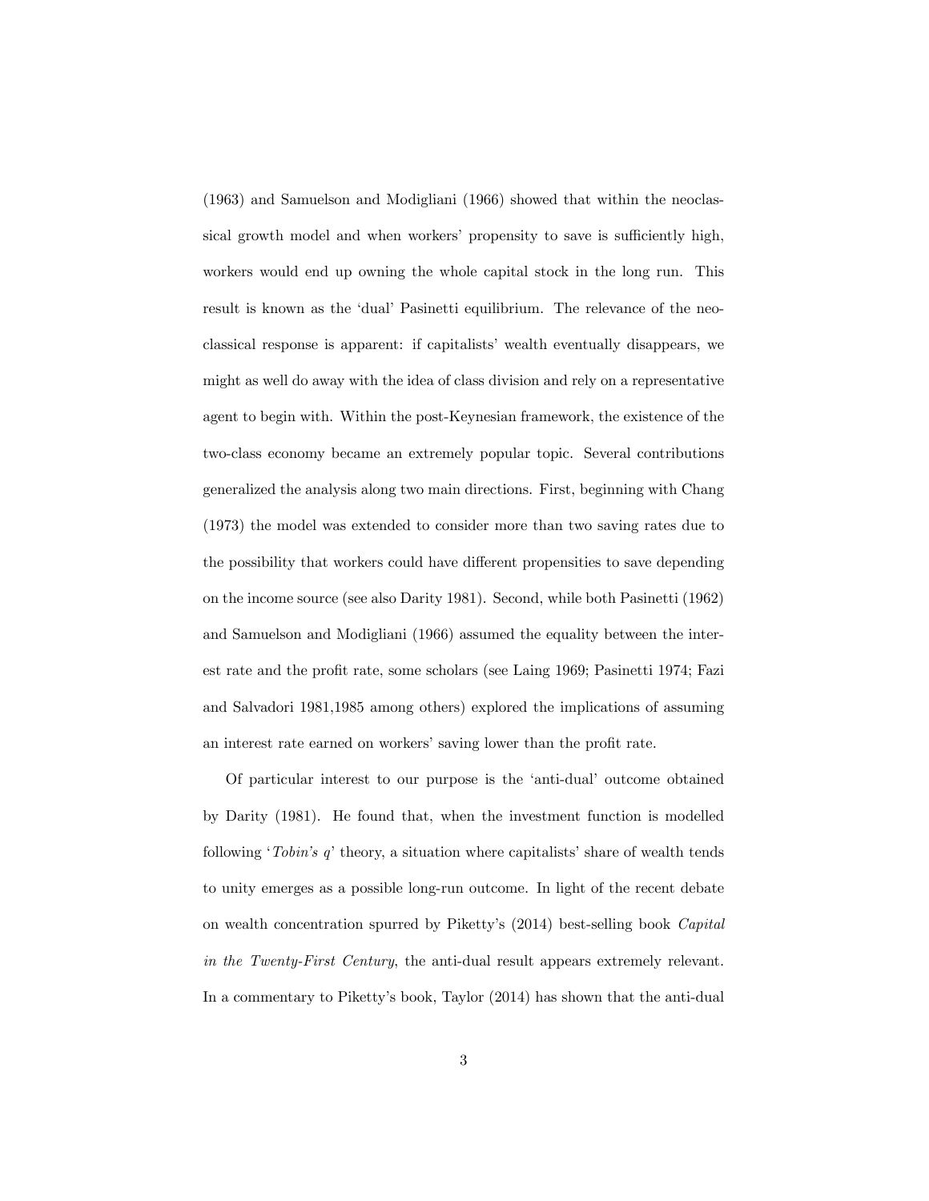(1963) and Samuelson and Modigliani (1966) showed that within the neoclassical growth model and when workers' propensity to save is sufficiently high, workers would end up owning the whole capital stock in the long run. This result is known as the 'dual' Pasinetti equilibrium. The relevance of the neoclassical response is apparent: if capitalists' wealth eventually disappears, we might as well do away with the idea of class division and rely on a representative agent to begin with. Within the post-Keynesian framework, the existence of the two-class economy became an extremely popular topic. Several contributions generalized the analysis along two main directions. First, beginning with Chang (1973) the model was extended to consider more than two saving rates due to the possibility that workers could have different propensities to save depending on the income source (see also Darity 1981). Second, while both Pasinetti (1962) and Samuelson and Modigliani (1966) assumed the equality between the interest rate and the profit rate, some scholars (see Laing 1969; Pasinetti 1974; Fazi and Salvadori 1981,1985 among others) explored the implications of assuming an interest rate earned on workers' saving lower than the profit rate.

Of particular interest to our purpose is the 'anti-dual' outcome obtained by Darity (1981). He found that, when the investment function is modelled following '*Tobin's q*' theory, a situation where capitalists' share of wealth tends to unity emerges as a possible long-run outcome. In light of the recent debate on wealth concentration spurred by Piketty's (2014) best-selling book *Capital in the Twenty-First Century*, the anti-dual result appears extremely relevant. In a commentary to Piketty's book, Taylor (2014) has shown that the anti-dual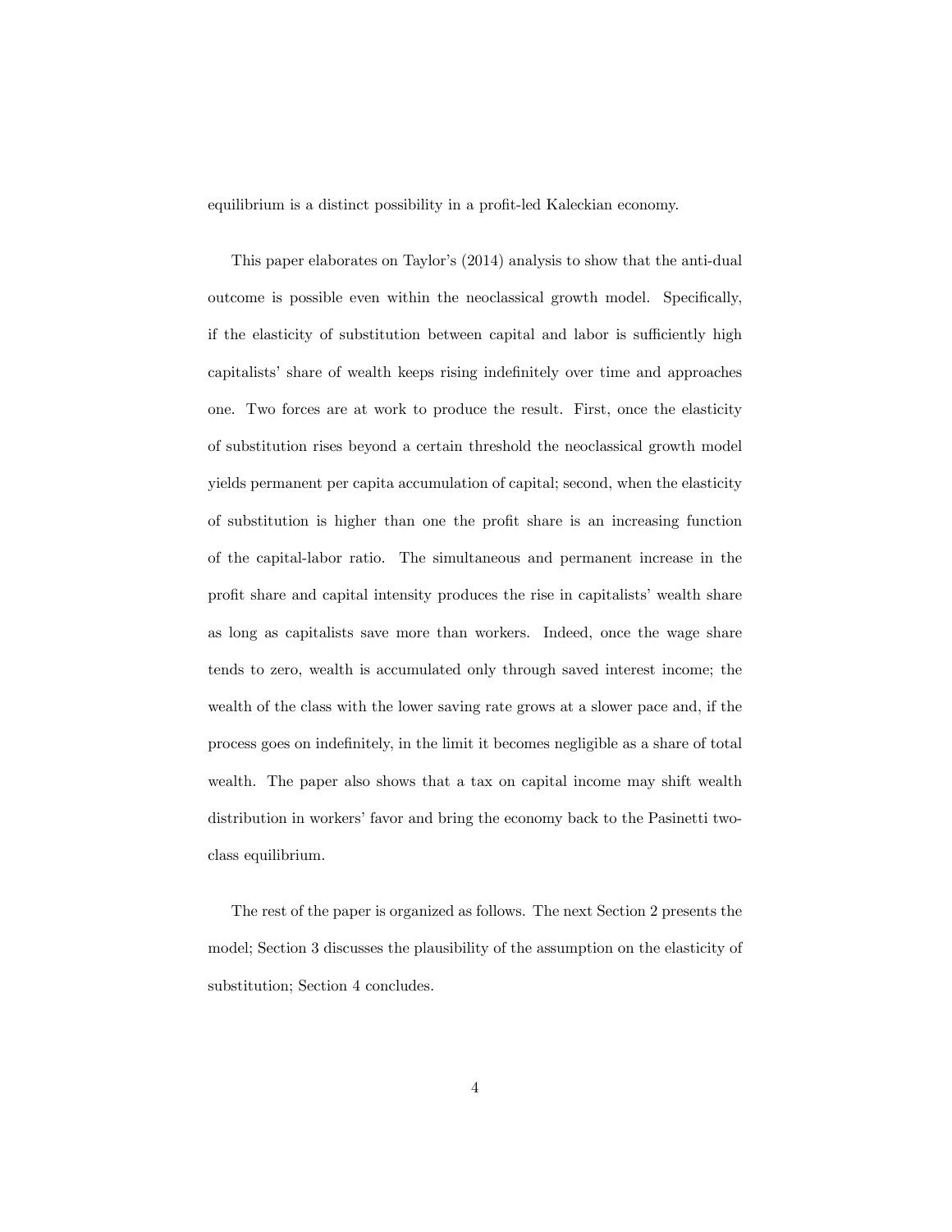equilibrium is a distinct possibility in a profit-led Kaleckian economy.

This paper elaborates on Taylor's (2014) analysis to show that the anti-dual outcome is possible even within the neoclassical growth model. Specifically, if the elasticity of substitution between capital and labor is sufficiently high capitalists' share of wealth keeps rising indefinitely over time and approaches one. Two forces are at work to produce the result. First, once the elasticity of substitution rises beyond a certain threshold the neoclassical growth model yields permanent per capita accumulation of capital; second, when the elasticity of substitution is higher than one the profit share is an increasing function of the capital-labor ratio. The simultaneous and permanent increase in the profit share and capital intensity produces the rise in capitalists' wealth share as long as capitalists save more than workers. Indeed, once the wage share tends to zero, wealth is accumulated only through saved interest income; the wealth of the class with the lower saving rate grows at a slower pace and, if the process goes on indefinitely, in the limit it becomes negligible as a share of total wealth. The paper also shows that a tax on capital income may shift wealth distribution in workers' favor and bring the economy back to the Pasinetti two-class equilibrium.

The rest of the paper is organized as follows. The next Section 2 presents the model; Section 3 discusses the plausibility of the assumption on the elasticity of substitution; Section 4 concludes.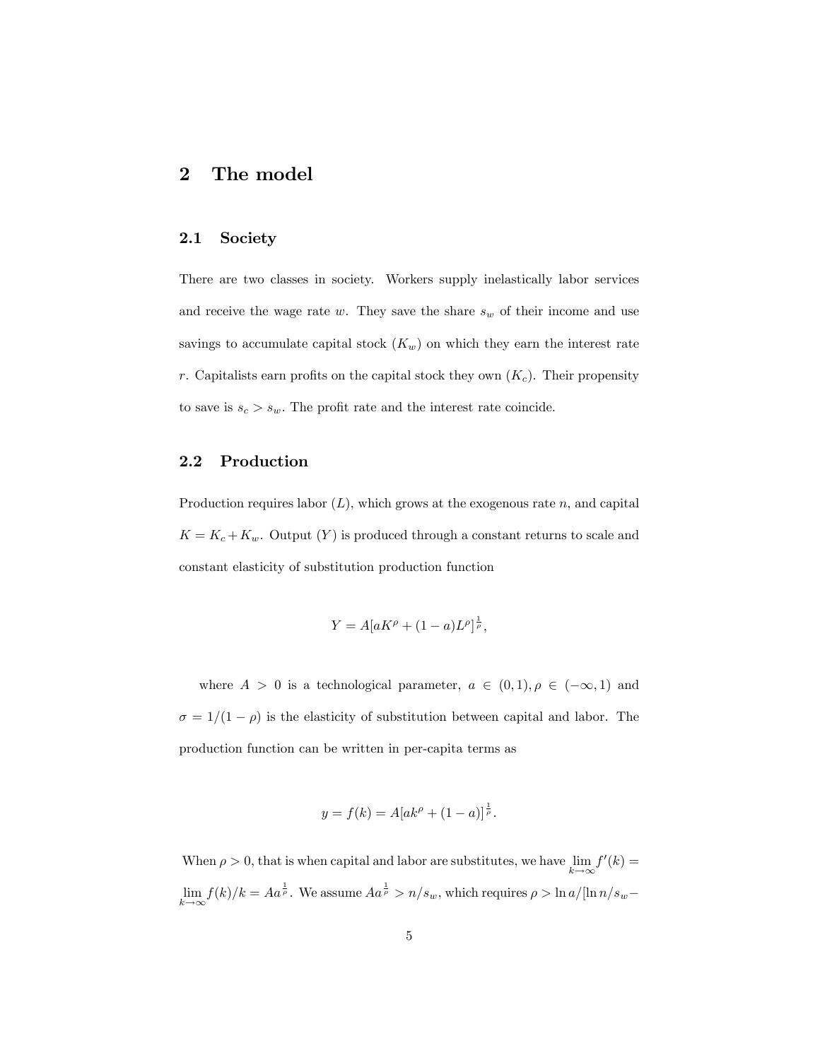## 2 The model

### 2.1 Society

There are two classes in society. Workers supply inelastically labor services and receive the wage rate $w$. They save the share $s_w$ of their income and use savings to accumulate capital stock ($K_w$) on which they earn the interest rate $r$. Capitalists earn profits on the capital stock they own ($K_c$). Their propensity to save is $s_c > s_w$. The profit rate and the interest rate coincide.

### 2.2 Production

Production requires labor ($L$), which grows at the exogenous rate $n$, and capital $K = K_c + K_w$. Output ($Y$) is produced through a constant returns to scale and constant elasticity of substitution production function

$$Y = A[aK^{\rho} + (1-a)L^{\rho}]^{\frac{1}{\rho}},$$

where $A > 0$ is a technological parameter, $a \in (0,1), \rho \in (-\infty, 1)$ and $\sigma = 1/(1-\rho)$ is the elasticity of substitution between capital and labor. The production function can be written in per-capita terms as

$$y = f(k) = A[ak^{\rho} + (1-a)]^{\frac{1}{\rho}}.$$

When $\rho > 0$, that is when capital and labor are substitutes, we have $\lim_{k\to\infty} f'(k) = \lim_{k\to\infty} f(k)/k = Aa^{\frac{1}{\rho}}$. We assume $Aa^{\frac{1}{\rho}} > n/s_w$, which requires $\rho > \ln a/[\ln n/s_w -$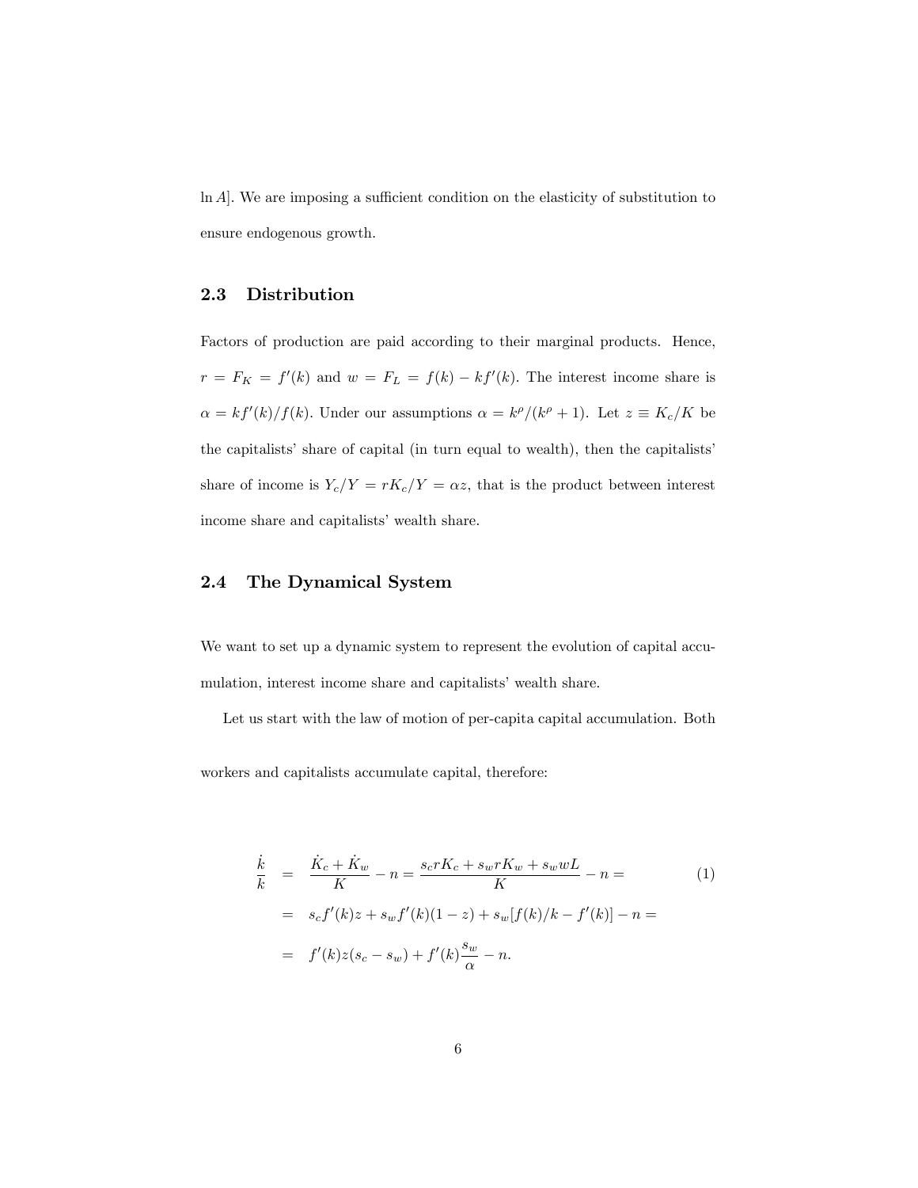$\ln A$]. We are imposing a sufficient condition on the elasticity of substitution to ensure endogenous growth.

### 2.3 Distribution

Factors of production are paid according to their marginal products. Hence, $r = F_K = f'(k)$ and $w = F_L = f(k) - kf'(k)$. The interest income share is $\alpha = kf'(k)/f(k)$. Under our assumptions $\alpha = k^{\rho}/(k^{\rho} + 1)$. Let $z \equiv K_c/K$ be the capitalists' share of capital (in turn equal to wealth), then the capitalists' share of income is $Y_c/Y = rK_c/Y = \alpha z$, that is the product between interest income share and capitalists' wealth share.

### 2.4 The Dynamical System

We want to set up a dynamic system to represent the evolution of capital accumulation, interest income share and capitalists' wealth share.

Let us start with the law of motion of per-capita capital accumulation. Both workers and capitalists accumulate capital, therefore:

$$
\begin{aligned}
\frac{\dot{k}}{k} &= \frac{\dot{K}_c + \dot{K}_w}{K} - n = \frac{s_c r K_c + s_w r K_w + s_w w L}{K} - n = \qquad (1)\\
&= s_c f'(k) z + s_w f'(k)(1 - z) + s_w [f(k)/k - f'(k)] - n = \\
&= f'(k) z (s_c - s_w) + f'(k) \frac{s_w}{\alpha} - n.
\end{aligned}
$$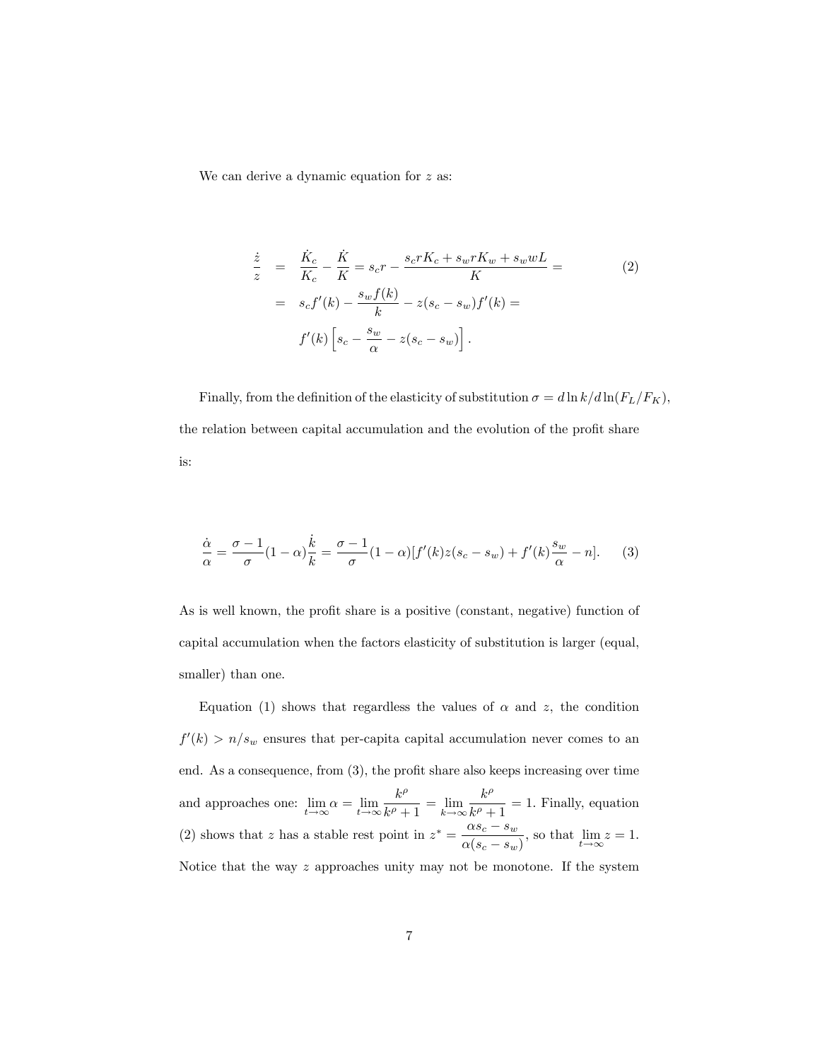We can derive a dynamic equation for $z$ as:

$$
\begin{aligned}
\frac{\dot{z}}{z} &= \frac{\dot{K}_c}{K_c} - \frac{\dot{K}}{K} = s_c r - \frac{s_c r K_c + s_w r K_w + s_w w L}{K} = \\
&= s_c f'(k) - \frac{s_w f(k)}{k} - z(s_c - s_w) f'(k) = \\
& \quad f'(k) \left[ s_c - \frac{s_w}{\alpha} - z(s_c - s_w) \right].
\end{aligned} \tag{2}
$$

Finally, from the definition of the elasticity of substitution $\sigma = d \ln k / d \ln(F_L/F_K)$, the relation between capital accumulation and the evolution of the profit share is:

$$
\frac{\dot{\alpha}}{\alpha} = \frac{\sigma - 1}{\sigma}(1 - \alpha)\frac{\dot{k}}{k} = \frac{\sigma - 1}{\sigma}(1 - \alpha)[f'(k) z (s_c - s_w) + f'(k)\frac{s_w}{\alpha} - n]. \tag{3}
$$

As is well known, the profit share is a positive (constant, negative) function of capital accumulation when the factors elasticity of substitution is larger (equal, smaller) than one.

Equation (1) shows that regardless the values of $\alpha$ and $z$, the condition $f'(k) > n/s_w$ ensures that per-capita capital accumulation never comes to an end. As a consequence, from (3), the profit share also keeps increasing over time and approaches one: $\lim_{t \to \infty} \alpha = \lim_{t \to \infty} \frac{k^\rho}{k^\rho + 1} = \lim_{k \to \infty} \frac{k^\rho}{k^\rho + 1} = 1$. Finally, equation (2) shows that $z$ has a stable rest point in $z^* = \frac{\alpha s_c - s_w}{\alpha(s_c - s_w)}$, so that $\lim_{t \to \infty} z = 1$. Notice that the way $z$ approaches unity may not be monotone. If the system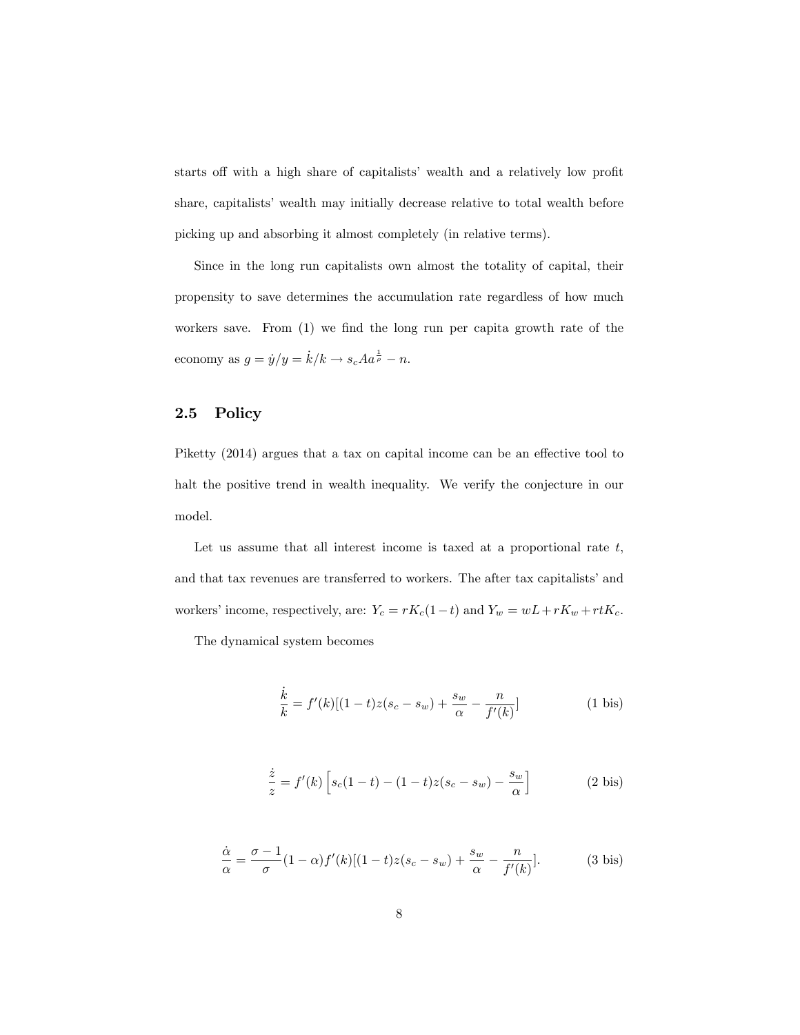starts off with a high share of capitalists' wealth and a relatively low profit share, capitalists' wealth may initially decrease relative to total wealth before picking up and absorbing it almost completely (in relative terms).

Since in the long run capitalists own almost the totality of capital, their propensity to save determines the accumulation rate regardless of how much workers save. From (1) we find the long run per capita growth rate of the economy as $g = \dot{y}/y = \dot{k}/k \rightarrow s_c A a^{\frac{1}{\rho}} - n$.

## 2.5 Policy

Piketty (2014) argues that a tax on capital income can be an effective tool to halt the positive trend in wealth inequality. We verify the conjecture in our model.

Let us assume that all interest income is taxed at a proportional rate $t$, and that tax revenues are transferred to workers. The after tax capitalists' and workers' income, respectively, are: $Y_c = rK_c(1-t)$ and $Y_w = wL + rK_w + rtK_c$.

The dynamical system becomes

$$\frac{\dot{k}}{k} = f'(k)[(1-t)z(s_c - s_w) + \frac{s_w}{\alpha} - \frac{n}{f'(k)}] \tag{1 bis}$$

$$\frac{\dot{z}}{z} = f'(k)\left[s_c(1-t) - (1-t)z(s_c - s_w) - \frac{s_w}{\alpha}\right] \tag{2 bis}$$

$$\frac{\dot{\alpha}}{\alpha} = \frac{\sigma - 1}{\sigma}(1-\alpha)f'(k)[(1-t)z(s_c - s_w) + \frac{s_w}{\alpha} - \frac{n}{f'(k)}]. \tag{3 bis}$$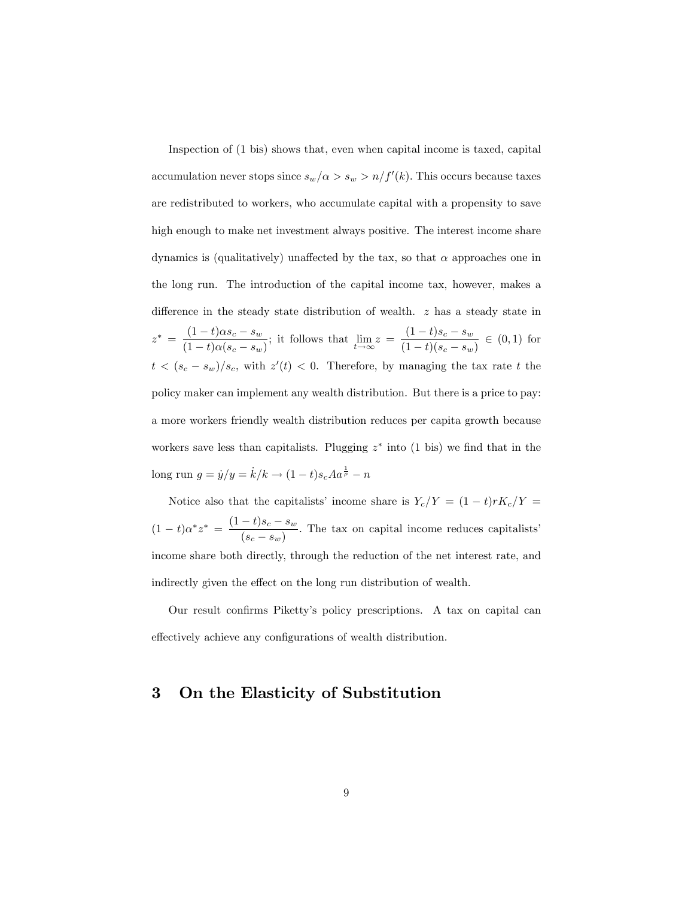Inspection of (1 bis) shows that, even when capital income is taxed, capital accumulation never stops since $s_w/\alpha > s_w > n/f'(k)$. This occurs because taxes are redistributed to workers, who accumulate capital with a propensity to save high enough to make net investment always positive. The interest income share dynamics is (qualitatively) unaffected by the tax, so that $\alpha$ approaches one in the long run. The introduction of the capital income tax, however, makes a difference in the steady state distribution of wealth. $z$ has a steady state in $z^* = \dfrac{(1-t)\alpha s_c - s_w}{(1-t)\alpha(s_c - s_w)}$; it follows that $\lim_{t\to\infty} z = \dfrac{(1-t)s_c - s_w}{(1-t)(s_c - s_w)} \in (0,1)$ for $t < (s_c - s_w)/s_c$, with $z'(t) < 0$. Therefore, by managing the tax rate $t$ the policy maker can implement any wealth distribution. But there is a price to pay: a more workers friendly wealth distribution reduces per capita growth because workers save less than capitalists. Plugging $z^*$ into (1 bis) we find that in the long run $g = \dot{y}/y = \dot{k}/k \to (1-t)s_c A a^{\frac{1}{\rho}} - n$

Notice also that the capitalists' income share is $Y_c/Y = (1-t)rK_c/Y = (1-t)\alpha^* z^* = \dfrac{(1-t)s_c - s_w}{(s_c - s_w)}$. The tax on capital income reduces capitalists' income share both directly, through the reduction of the net interest rate, and indirectly given the effect on the long run distribution of wealth.

Our result confirms Piketty's policy prescriptions. A tax on capital can effectively achieve any configurations of wealth distribution.

# 3 On the Elasticity of Substitution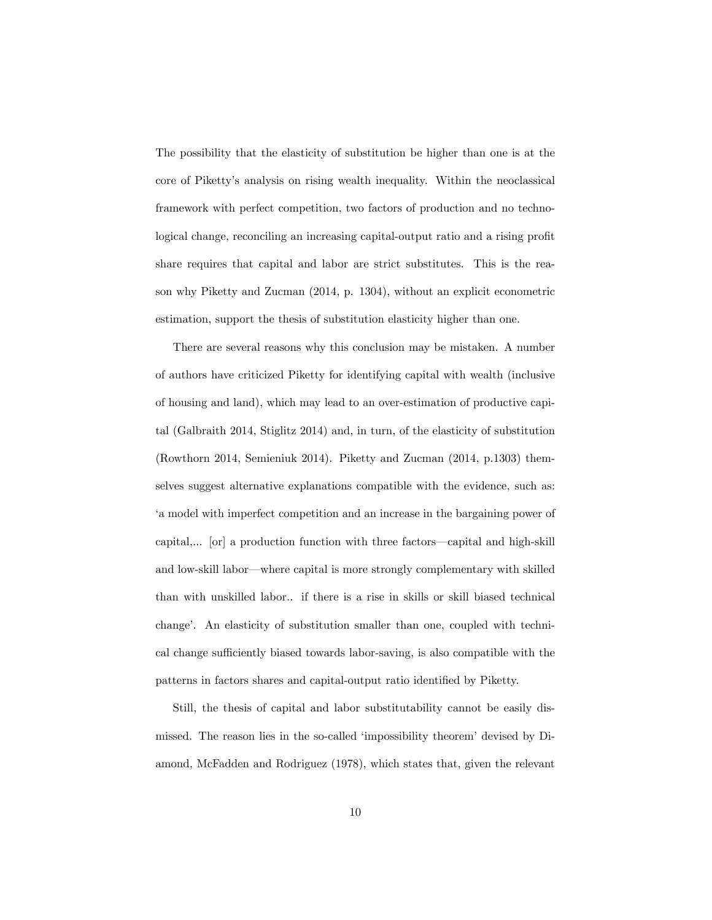The possibility that the elasticity of substitution be higher than one is at the core of Piketty's analysis on rising wealth inequality. Within the neoclassical framework with perfect competition, two factors of production and no technological change, reconciling an increasing capital-output ratio and a rising profit share requires that capital and labor are strict substitutes. This is the reason why Piketty and Zucman (2014, p. 1304), without an explicit econometric estimation, support the thesis of substitution elasticity higher than one.

There are several reasons why this conclusion may be mistaken. A number of authors have criticized Piketty for identifying capital with wealth (inclusive of housing and land), which may lead to an over-estimation of productive capital (Galbraith 2014, Stiglitz 2014) and, in turn, of the elasticity of substitution (Rowthorn 2014, Semieniuk 2014). Piketty and Zucman (2014, p.1303) themselves suggest alternative explanations compatible with the evidence, such as: 'a model with imperfect competition and an increase in the bargaining power of capital,... [or] a production function with three factors—capital and high-skill and low-skill labor—where capital is more strongly complementary with skilled than with unskilled labor.. if there is a rise in skills or skill biased technical change'. An elasticity of substitution smaller than one, coupled with technical change sufficiently biased towards labor-saving, is also compatible with the patterns in factors shares and capital-output ratio identified by Piketty.

Still, the thesis of capital and labor substitutability cannot be easily dismissed. The reason lies in the so-called 'impossibility theorem' devised by Diamond, McFadden and Rodriguez (1978), which states that, given the relevant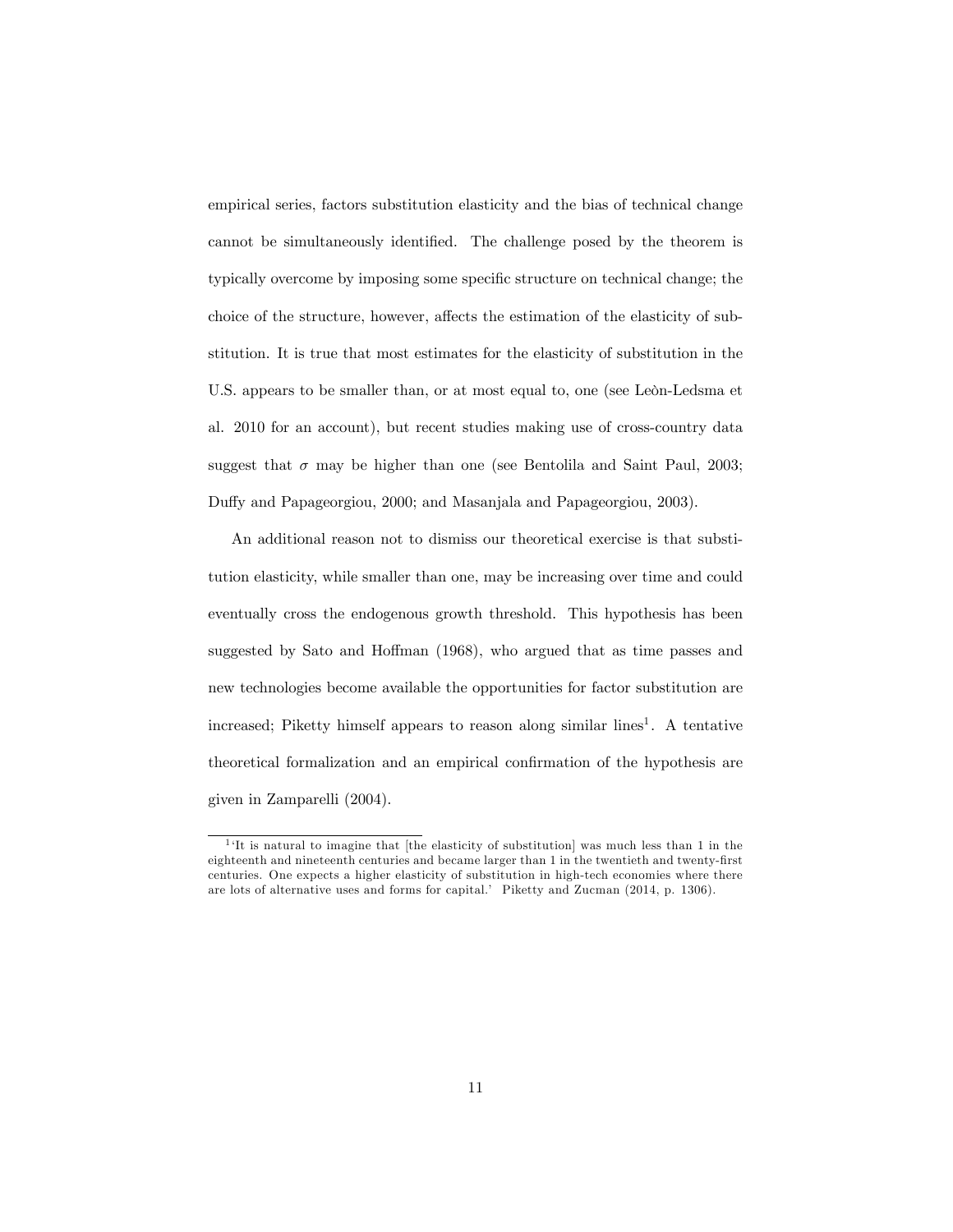empirical series, factors substitution elasticity and the bias of technical change cannot be simultaneously identified. The challenge posed by the theorem is typically overcome by imposing some specific structure on technical change; the choice of the structure, however, affects the estimation of the elasticity of substitution. It is true that most estimates for the elasticity of substitution in the U.S. appears to be smaller than, or at most equal to, one (see Leòn-Ledsma et al. 2010 for an account), but recent studies making use of cross-country data suggest that $\sigma$ may be higher than one (see Bentolila and Saint Paul, 2003; Duffy and Papageorgiou, 2000; and Masanjala and Papageorgiou, 2003).

An additional reason not to dismiss our theoretical exercise is that substitution elasticity, while smaller than one, may be increasing over time and could eventually cross the endogenous growth threshold. This hypothesis has been suggested by Sato and Hoffman (1968), who argued that as time passes and new technologies become available the opportunities for factor substitution are increased; Piketty himself appears to reason along similar lines[1]. A tentative theoretical formalization and an empirical confirmation of the hypothesis are given in Zamparelli (2004).

[1] 'It is natural to imagine that [the elasticity of substitution] was much less than 1 in the eighteenth and nineteenth centuries and became larger than 1 in the twentieth and twenty-first centuries. One expects a higher elasticity of substitution in high-tech economies where there are lots of alternative uses and forms for capital.' Piketty and Zucman (2014, p. 1306).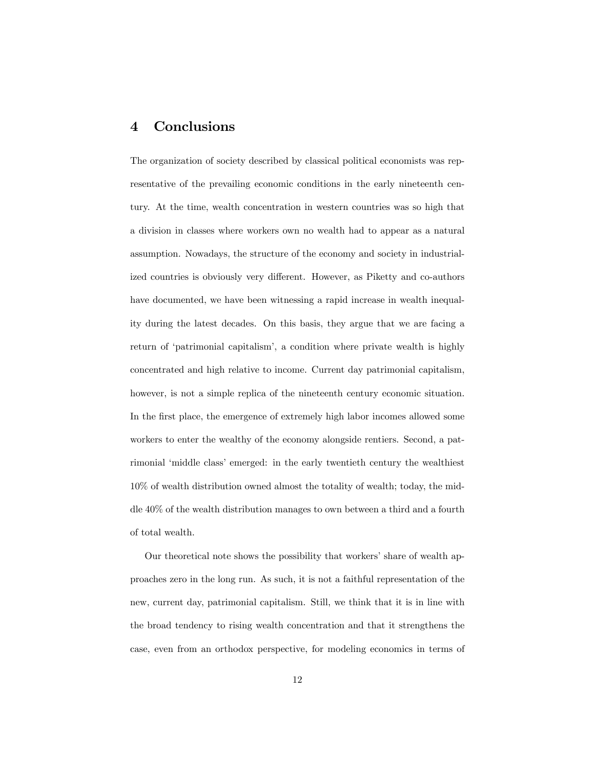## 4 Conclusions

The organization of society described by classical political economists was representative of the prevailing economic conditions in the early nineteenth century. At the time, wealth concentration in western countries was so high that a division in classes where workers own no wealth had to appear as a natural assumption. Nowadays, the structure of the economy and society in industrialized countries is obviously very different. However, as Piketty and co-authors have documented, we have been witnessing a rapid increase in wealth inequality during the latest decades. On this basis, they argue that we are facing a return of 'patrimonial capitalism', a condition where private wealth is highly concentrated and high relative to income. Current day patrimonial capitalism, however, is not a simple replica of the nineteenth century economic situation. In the first place, the emergence of extremely high labor incomes allowed some workers to enter the wealthy of the economy alongside rentiers. Second, a patrimonial 'middle class' emerged: in the early twentieth century the wealthiest 10% of wealth distribution owned almost the totality of wealth; today, the middle 40% of the wealth distribution manages to own between a third and a fourth of total wealth.

Our theoretical note shows the possibility that workers' share of wealth approaches zero in the long run. As such, it is not a faithful representation of the new, current day, patrimonial capitalism. Still, we think that it is in line with the broad tendency to rising wealth concentration and that it strengthens the case, even from an orthodox perspective, for modeling economics in terms of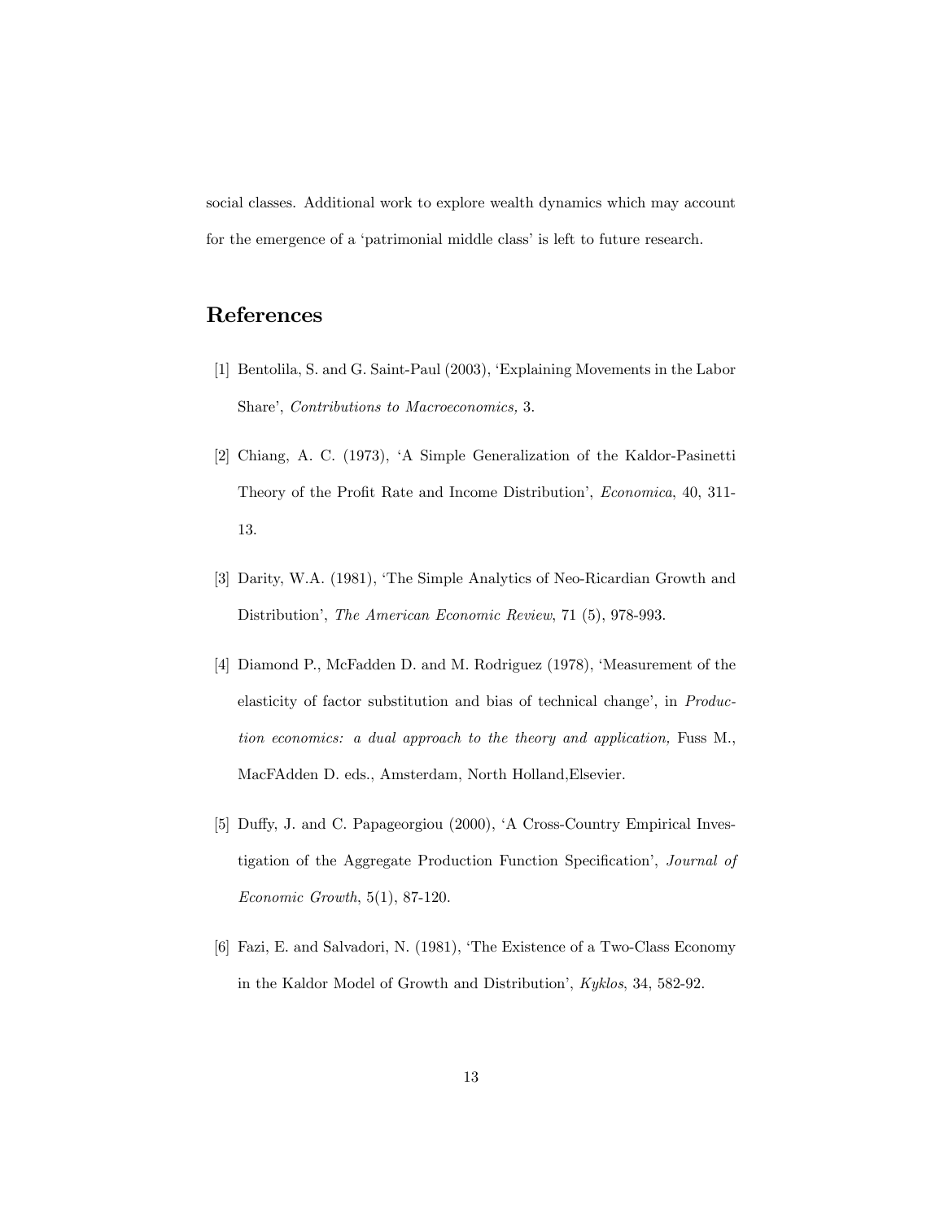social classes. Additional work to explore wealth dynamics which may account for the emergence of a 'patrimonial middle class' is left to future research.

## References

[1] Bentolila, S. and G. Saint-Paul (2003), 'Explaining Movements in the Labor Share', *Contributions to Macroeconomics,* 3.

[2] Chiang, A. C. (1973), 'A Simple Generalization of the Kaldor-Pasinetti Theory of the Profit Rate and Income Distribution', *Economica*, 40, 311-13.

[3] Darity, W.A. (1981), 'The Simple Analytics of Neo-Ricardian Growth and Distribution', *The American Economic Review*, 71 (5), 978-993.

[4] Diamond P., McFadden D. and M. Rodriguez (1978), 'Measurement of the elasticity of factor substitution and bias of technical change', in *Production economics: a dual approach to the theory and application,* Fuss M., MacFAdden D. eds., Amsterdam, North Holland,Elsevier.

[5] Duffy, J. and C. Papageorgiou (2000), 'A Cross-Country Empirical Investigation of the Aggregate Production Function Specification', *Journal of Economic Growth*, 5(1), 87-120.

[6] Fazi, E. and Salvadori, N. (1981), 'The Existence of a Two-Class Economy in the Kaldor Model of Growth and Distribution', *Kyklos*, 34, 582-92.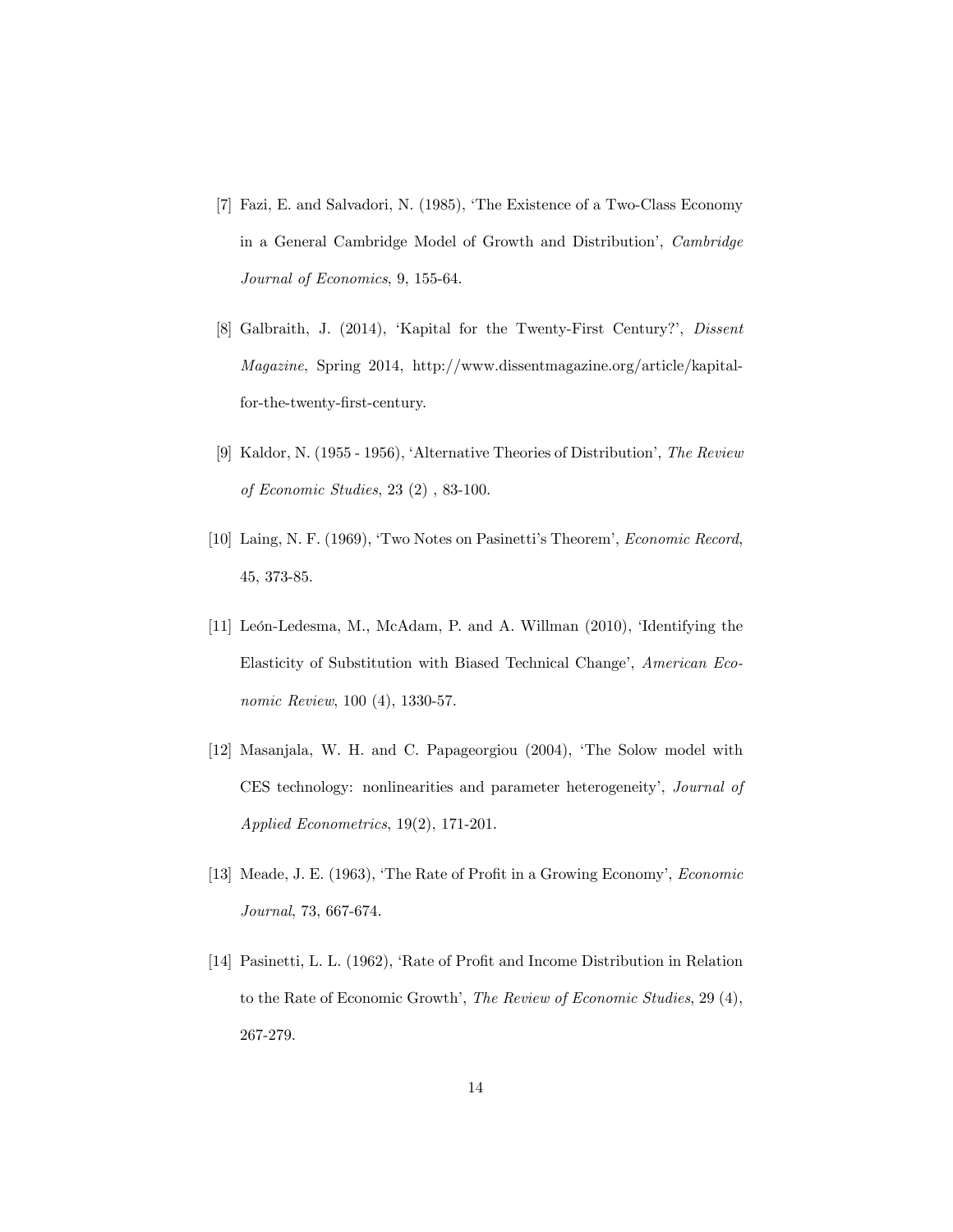[7] Fazi, E. and Salvadori, N. (1985), 'The Existence of a Two-Class Economy in a General Cambridge Model of Growth and Distribution', *Cambridge Journal of Economics*, 9, 155-64.

[8] Galbraith, J. (2014), 'Kapital for the Twenty-First Century?', *Dissent Magazine*, Spring 2014, http://www.dissentmagazine.org/article/kapital-for-the-twenty-first-century.

[9] Kaldor, N. (1955 - 1956), 'Alternative Theories of Distribution', *The Review of Economic Studies*, 23 (2) , 83-100.

[10] Laing, N. F. (1969), 'Two Notes on Pasinetti's Theorem', *Economic Record*, 45, 373-85.

[11] León-Ledesma, M., McAdam, P. and A. Willman (2010), 'Identifying the Elasticity of Substitution with Biased Technical Change', *American Economic Review*, 100 (4), 1330-57.

[12] Masanjala, W. H. and C. Papageorgiou (2004), 'The Solow model with CES technology: nonlinearities and parameter heterogeneity', *Journal of Applied Econometrics*, 19(2), 171-201.

[13] Meade, J. E. (1963), 'The Rate of Profit in a Growing Economy', *Economic Journal*, 73, 667-674.

[14] Pasinetti, L. L. (1962), 'Rate of Profit and Income Distribution in Relation to the Rate of Economic Growth', *The Review of Economic Studies*, 29 (4), 267-279.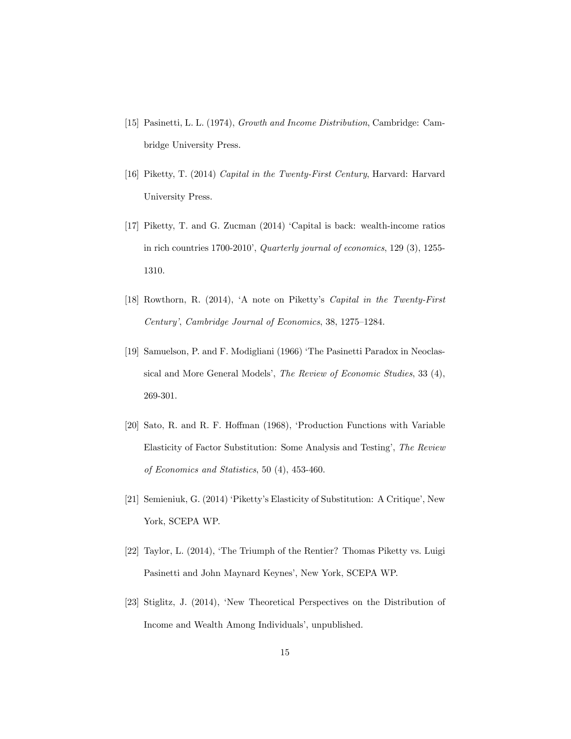[15] Pasinetti, L. L. (1974), *Growth and Income Distribution*, Cambridge: Cambridge University Press.

[16] Piketty, T. (2014) *Capital in the Twenty-First Century*, Harvard: Harvard University Press.

[17] Piketty, T. and G. Zucman (2014) 'Capital is back: wealth-income ratios in rich countries 1700-2010', *Quarterly journal of economics*, 129 (3), 1255-1310.

[18] Rowthorn, R. (2014), 'A note on Piketty's *Capital in the Twenty-First Century'*, *Cambridge Journal of Economics*, 38, 1275–1284.

[19] Samuelson, P. and F. Modigliani (1966) 'The Pasinetti Paradox in Neoclassical and More General Models', *The Review of Economic Studies*, 33 (4), 269-301.

[20] Sato, R. and R. F. Hoffman (1968), 'Production Functions with Variable Elasticity of Factor Substitution: Some Analysis and Testing', *The Review of Economics and Statistics*, 50 (4), 453-460.

[21] Semieniuk, G. (2014) 'Piketty's Elasticity of Substitution: A Critique', New York, SCEPA WP.

[22] Taylor, L. (2014), 'The Triumph of the Rentier? Thomas Piketty vs. Luigi Pasinetti and John Maynard Keynes', New York, SCEPA WP.

[23] Stiglitz, J. (2014), 'New Theoretical Perspectives on the Distribution of Income and Wealth Among Individuals', unpublished.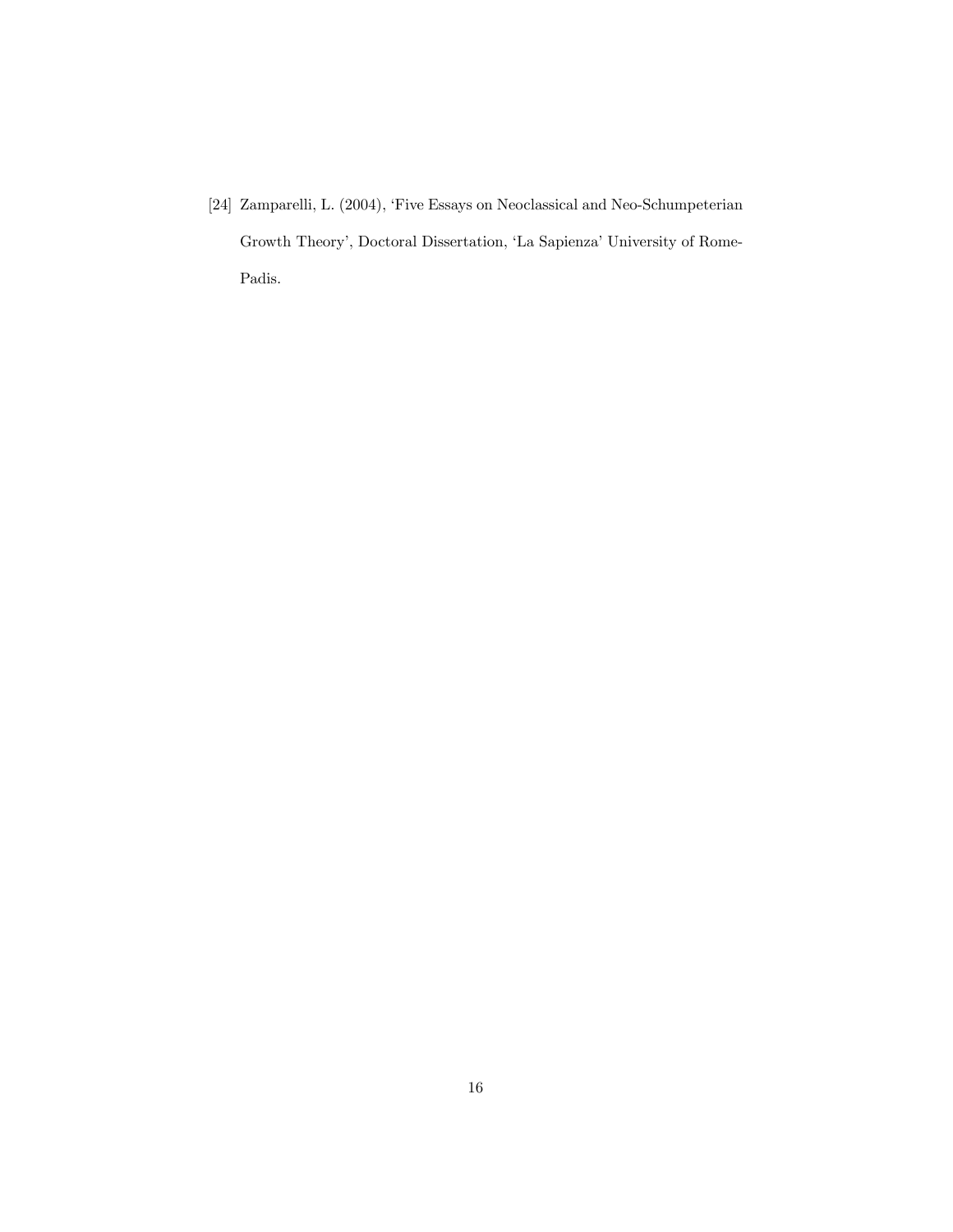[24] Zamparelli, L. (2004), 'Five Essays on Neoclassical and Neo-Schumpeterian Growth Theory', Doctoral Dissertation, 'La Sapienza' University of Rome-Padis.